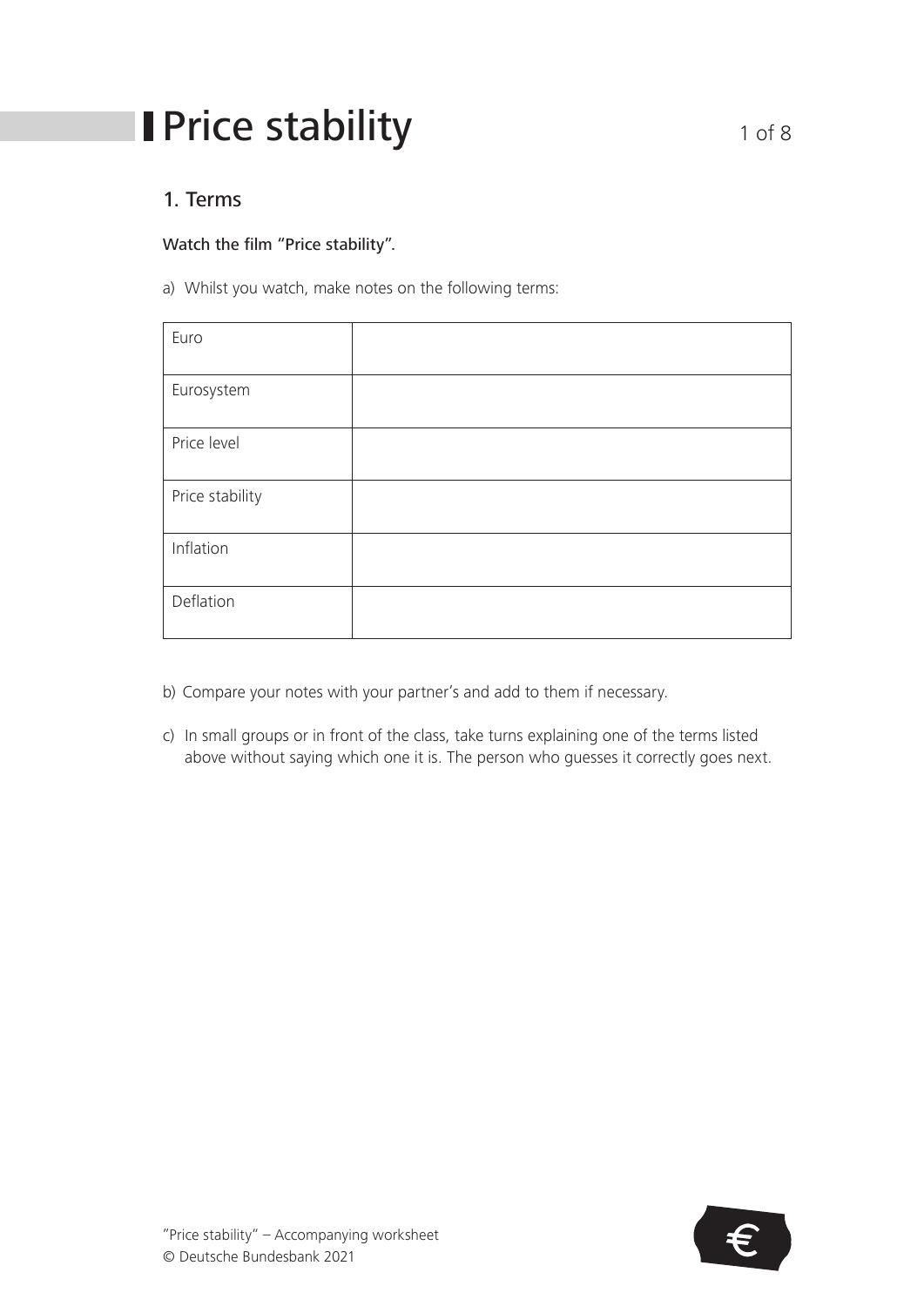# Price stability

## 1. Terms

**Watch the film "Price stability".**

a) Whilst you watch, make notes on the following terms:

| | |
|---|---|
| Euro | |
| Eurosystem | |
| Price level | |
| Price stability | |
| Inflation | |
| Deflation | |

b) Compare your notes with your partner's and add to them if necessary.

c) In small groups or in front of the class, take turns explaining one of the terms listed above without saying which one it is. The person who guesses it correctly goes next.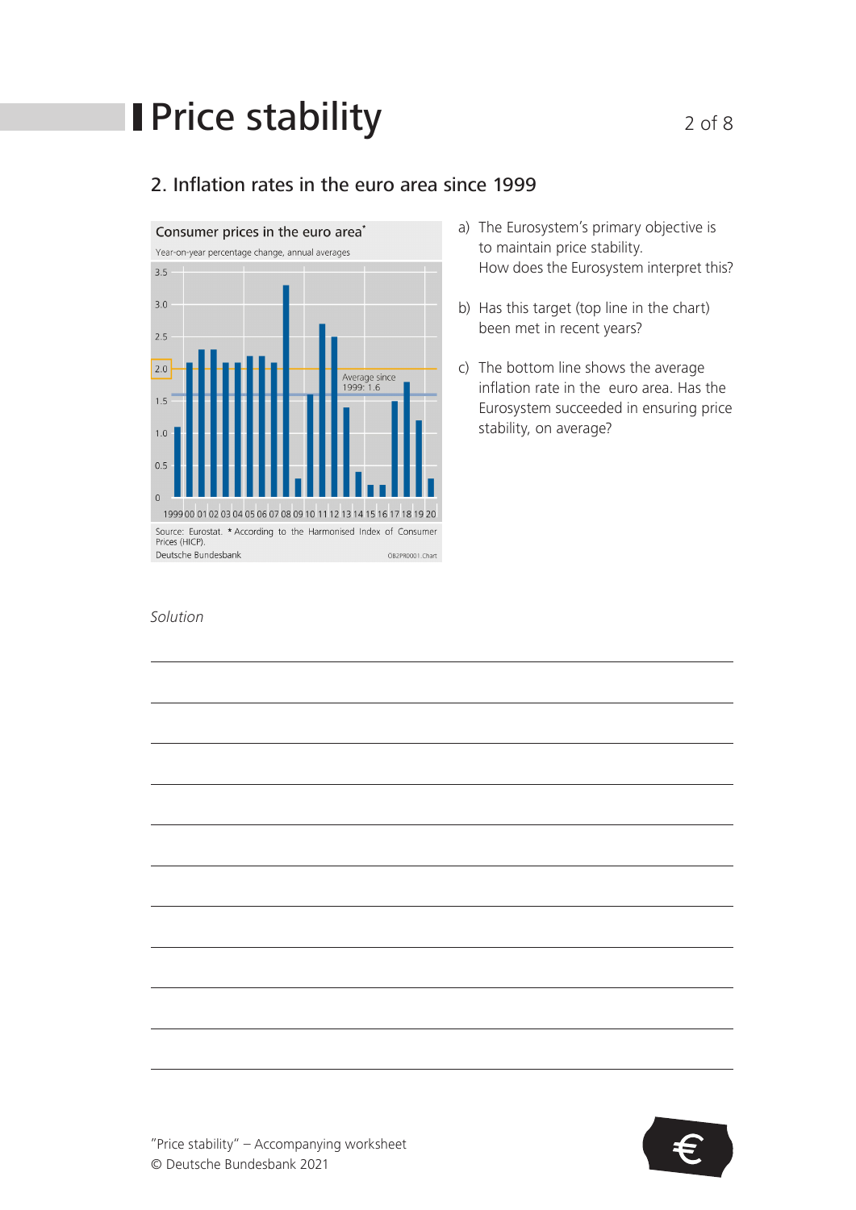# Price stability

## 2. Inflation rates in the euro area since 1999

Consumer prices in the euro area*

Year-on-year percentage change, annual averages

Average since 1999: 1.6

Source: Eurostat. * According to the Harmonised Index of Consumer Prices (HICP).

Deutsche Bundesbank

a) The Eurosystem's primary objective is to maintain price stability. How does the Eurosystem interpret this?

b) Has this target (top line in the chart) been met in recent years?

c) The bottom line shows the average inflation rate in the euro area. Has the Eurosystem succeeded in ensuring price stability, on average?

*Solution*

"Price stability" – Accompanying worksheet
© Deutsche Bundesbank 2021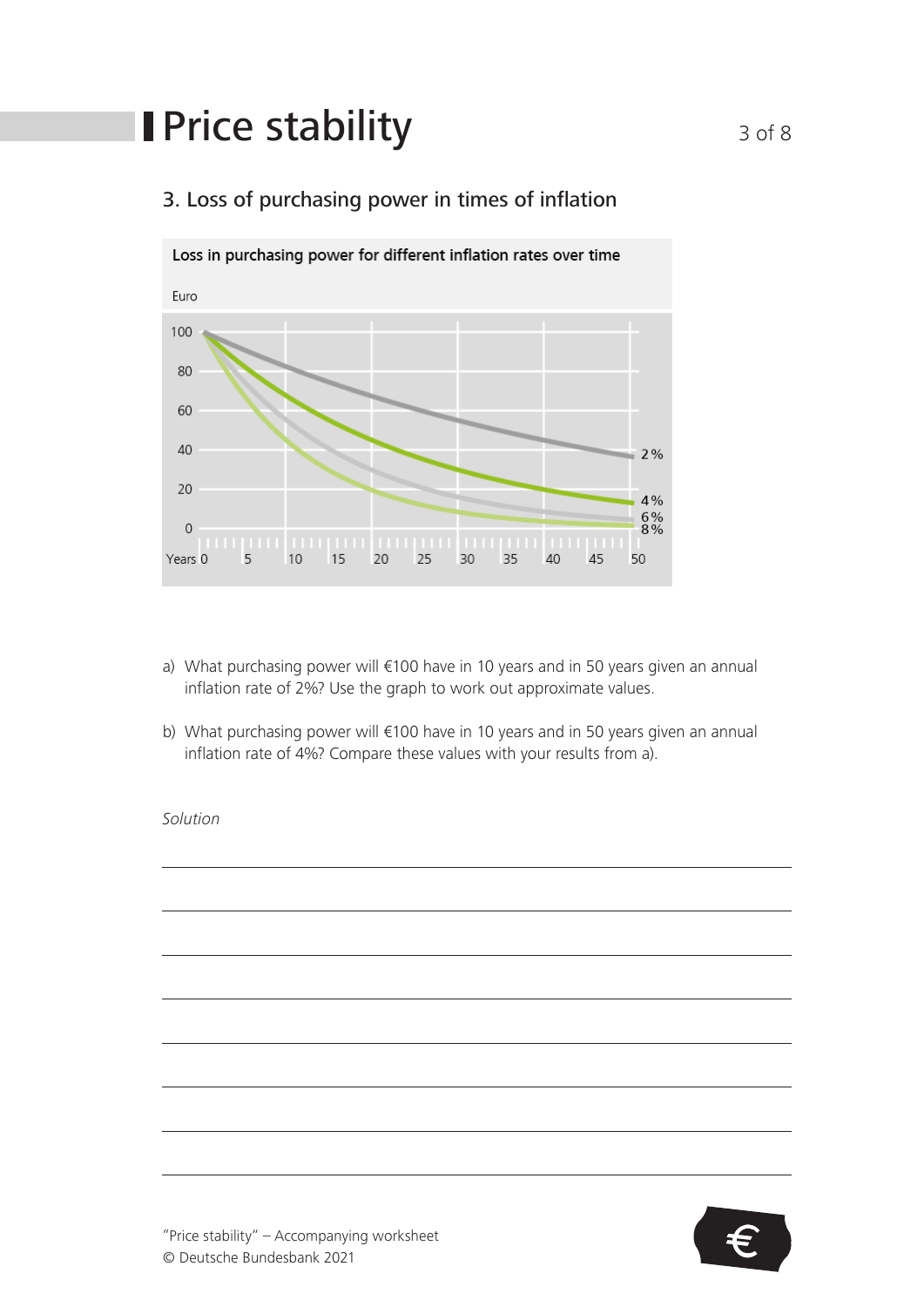# Price stability

## 3. Loss of purchasing power in times of inflation

Loss in purchasing power for different inflation rates over time

Euro

100
80
60
40
20
0

Years 0 5 10 15 20 25 30 35 40 45 50

2%
4%
6%
8%

a) What purchasing power will €100 have in 10 years and in 50 years given an annual inflation rate of 2%? Use the graph to work out approximate values.

b) What purchasing power will €100 have in 10 years and in 50 years given an annual inflation rate of 4%? Compare these values with your results from a).

*Solution*

"Price stability" – Accompanying worksheet
© Deutsche Bundesbank 2021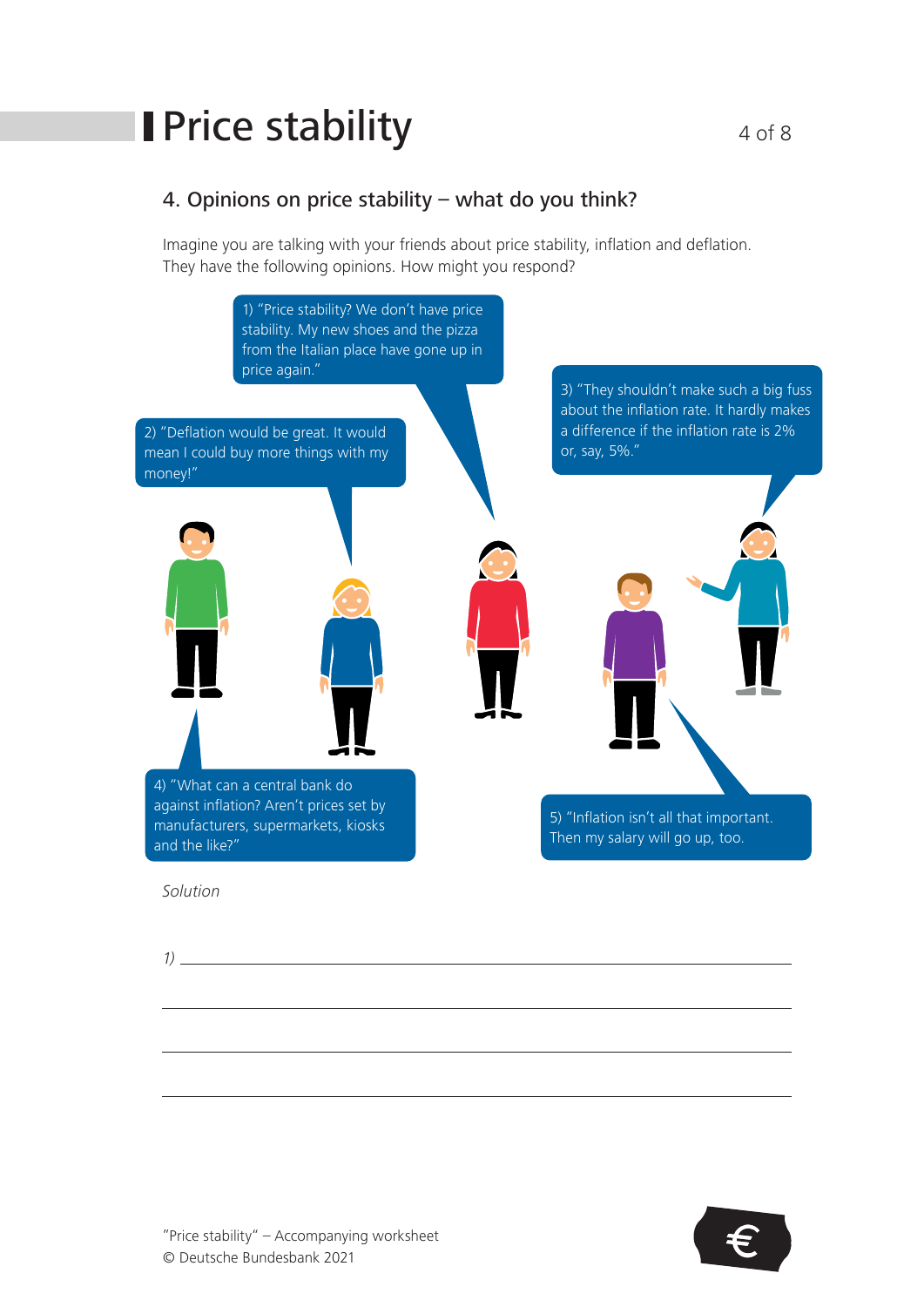# Price stability

## 4. Opinions on price stability – what do you think?

Imagine you are talking with your friends about price stability, inflation and deflation. They have the following opinions. How might you respond?

1) "Price stability? We don't have price stability. My new shoes and the pizza from the Italian place have gone up in price again."

2) "Deflation would be great. It would mean I could buy more things with my money!"

3) "They shouldn't make such a big fuss about the inflation rate. It hardly makes a difference if the inflation rate is 2% or, say, 5%."

4) "What can a central bank do against inflation? Aren't prices set by manufacturers, supermarkets, kiosks and the like?"

5) "Inflation isn't all that important. Then my salary will go up, too.

*Solution*

*1)* ______________________________________________

______________________________________________

______________________________________________

______________________________________________

"Price stability" – Accompanying worksheet
© Deutsche Bundesbank 2021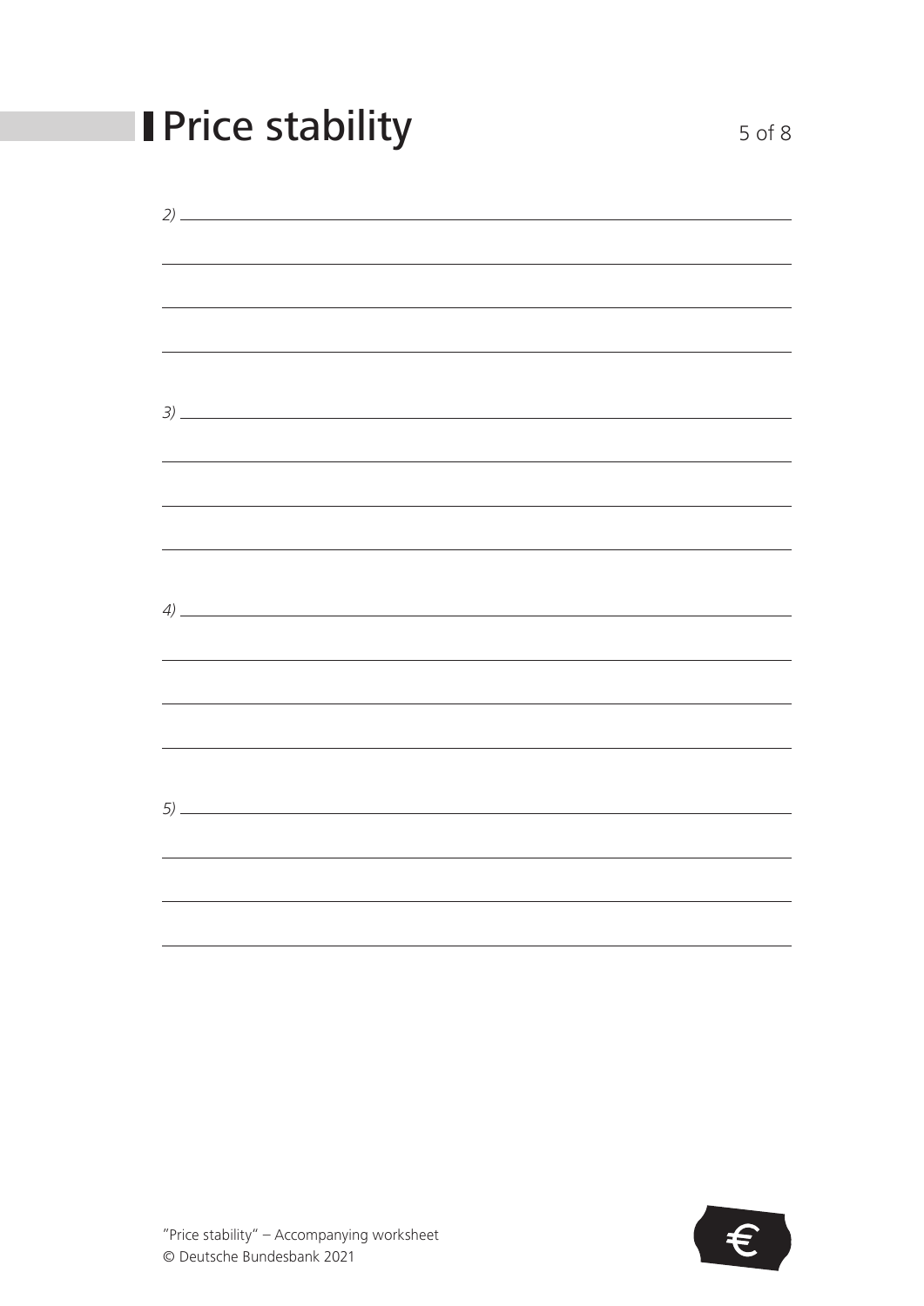*2)*

*3)*

*4)*

*5)*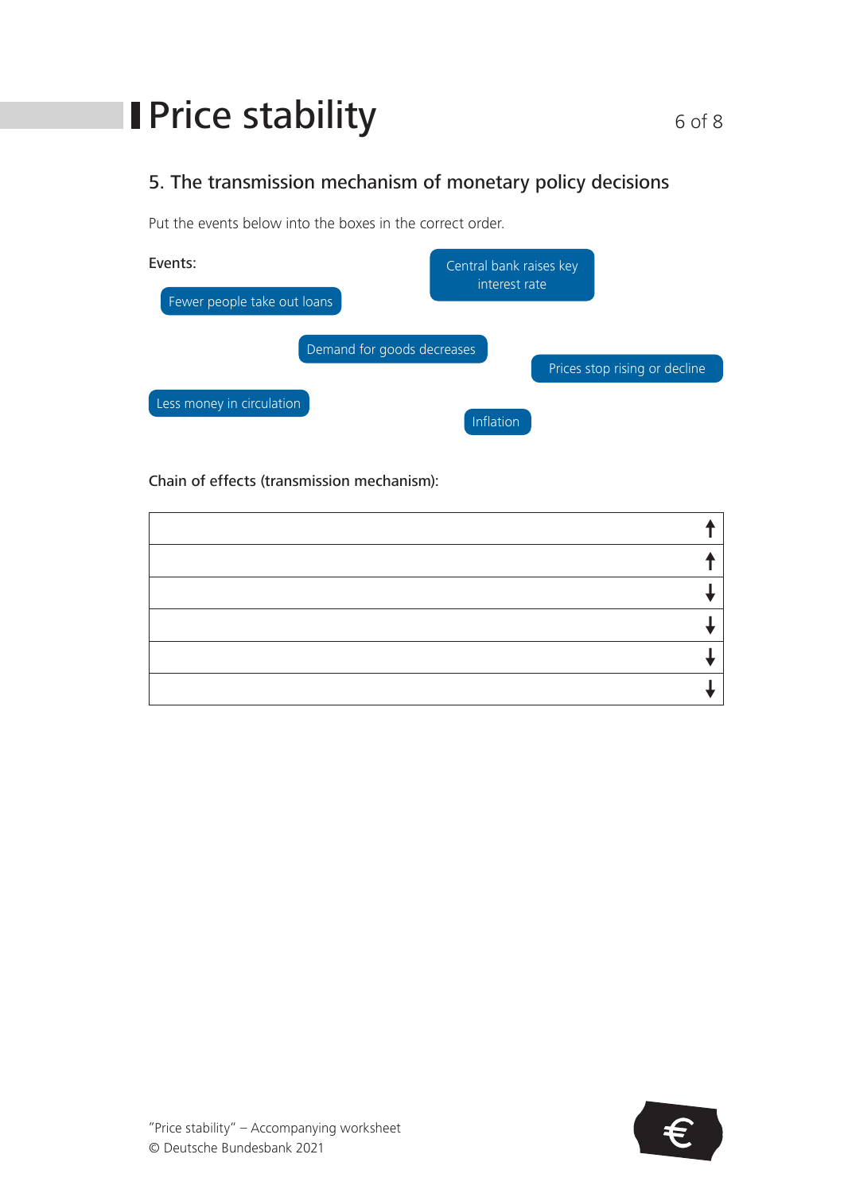# Price stability

## 5. The transmission mechanism of monetary policy decisions

Put the events below into the boxes in the correct order.

**Events:**

- Central bank raises key interest rate
- Fewer people take out loans
- Demand for goods decreases
- Prices stop rising or decline
- Less money in circulation
- Inflation

**Chain of effects (transmission mechanism):**

| | |
|---|---|
| | ↑ |
| | ↑ |
| | ↓ |
| | ↓ |
| | ↓ |
| | ↓ |

"Price stability" – Accompanying worksheet
© Deutsche Bundesbank 2021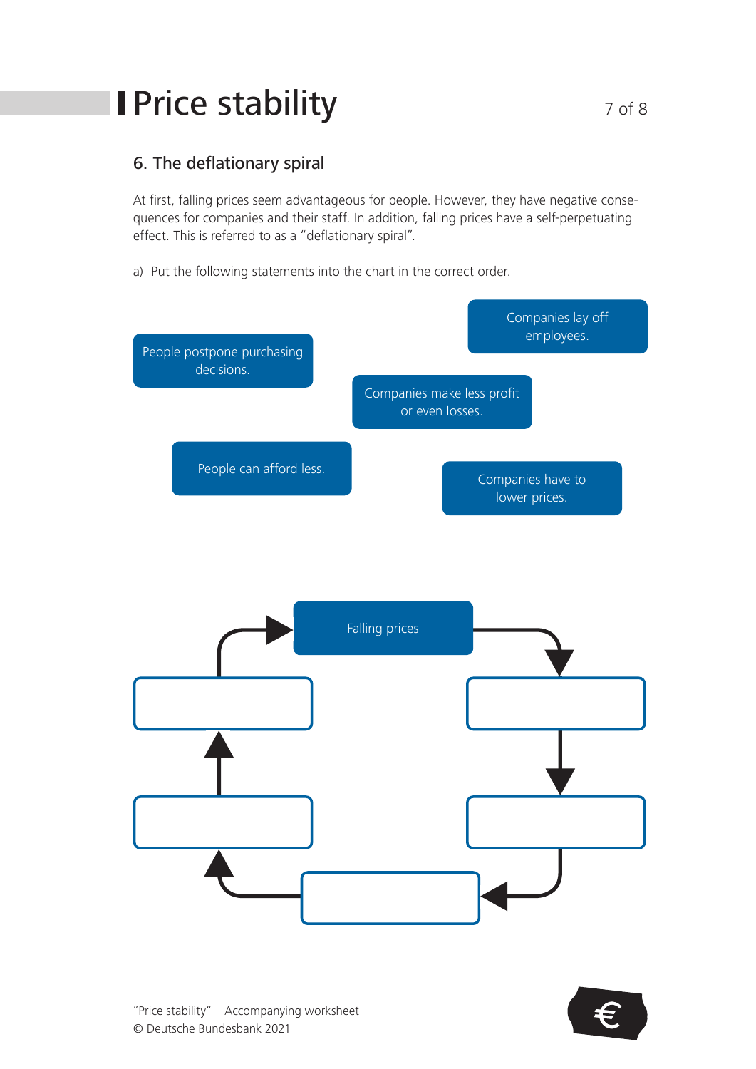# Price stability

## 6. The deflationary spiral

At first, falling prices seem advantageous for people. However, they have negative consequences for companies and their staff. In addition, falling prices have a self-perpetuating effect. This is referred to as a "deflationary spiral".

a) Put the following statements into the chart in the correct order.

- Companies lay off employees.
- People postpone purchasing decisions.
- Companies make less profit or even losses.
- People can afford less.
- Companies have to lower prices.

Falling prices

"Price stability" – Accompanying worksheet
© Deutsche Bundesbank 2021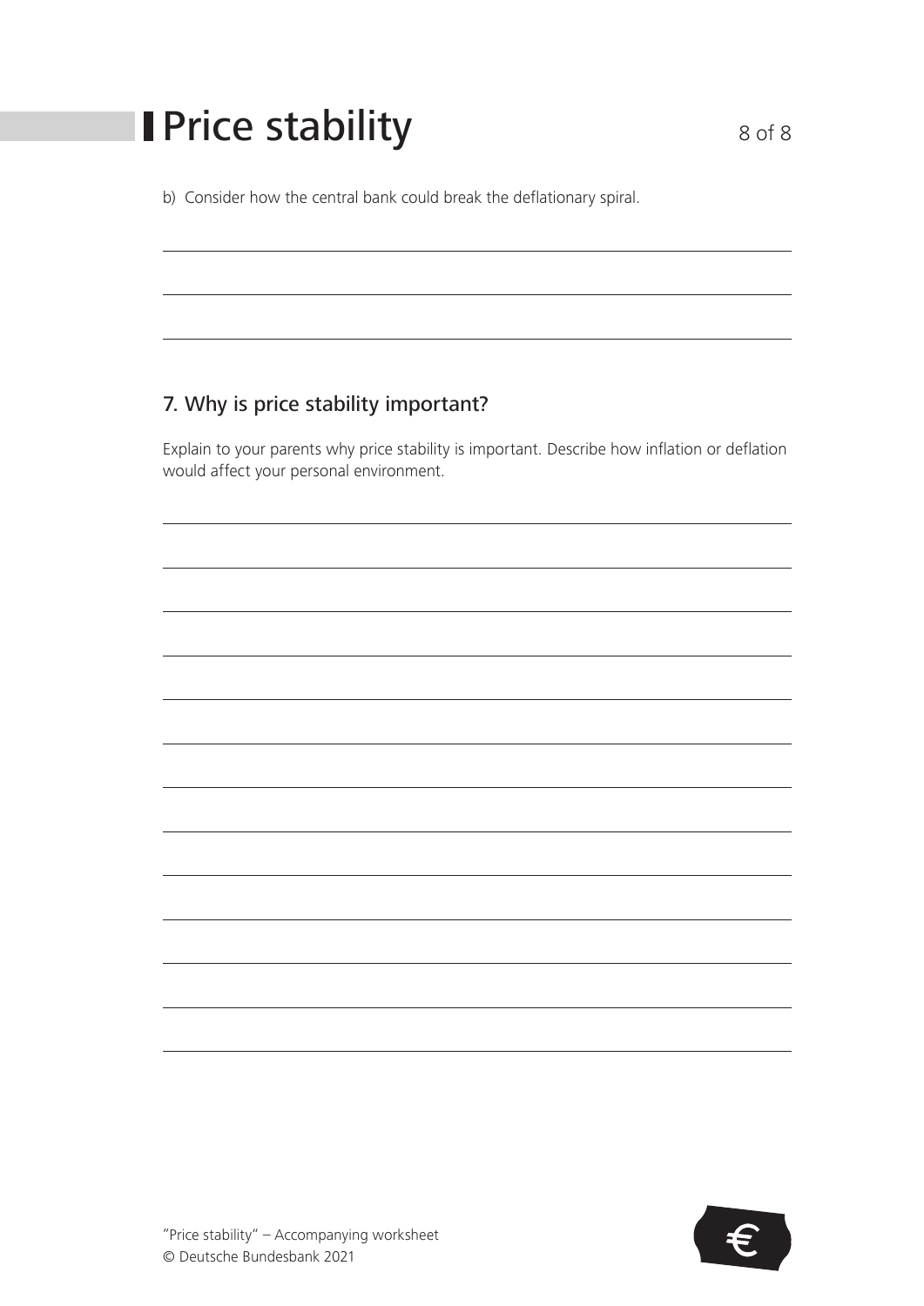b) Consider how the central bank could break the deflationary spiral.

## 7. Why is price stability important?

Explain to your parents why price stability is important. Describe how inflation or deflation would affect your personal environment.

"Price stability" – Accompanying worksheet
© Deutsche Bundesbank 2021